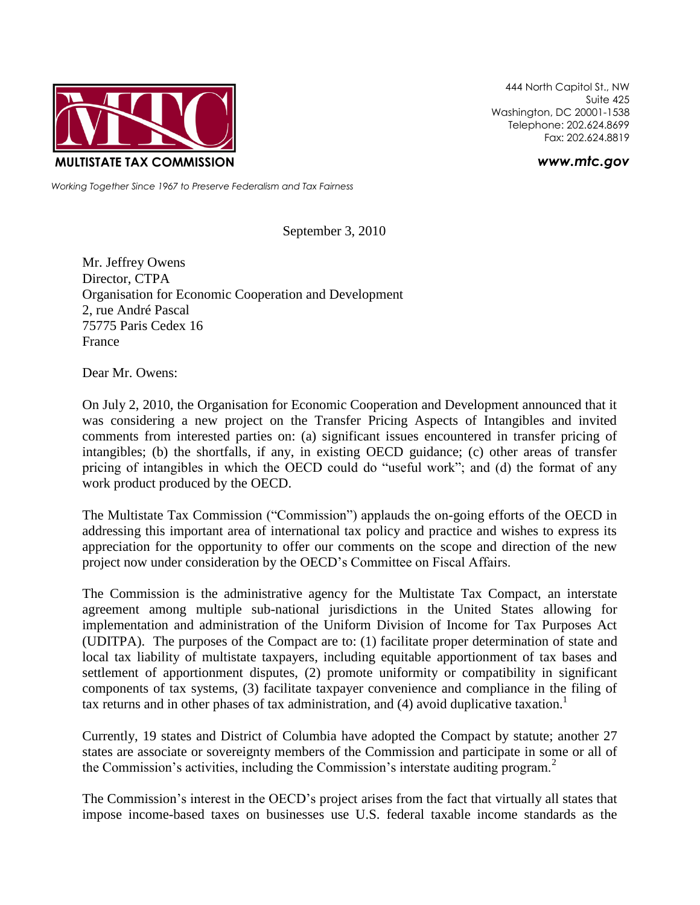**MULTISTATE TAX COMMISSION**

444 North Capitol St., NW
Suite 425
Washington, DC 20001-1538
Telephone: 202.624.8699
Fax: 202.624.8819

***www.mtc.gov***

*Working Together Since 1967 to Preserve Federalism and Tax Fairness*

September 3, 2010

Mr. Jeffrey Owens
Director, CTPA
Organisation for Economic Cooperation and Development
2, rue André Pascal
75775 Paris Cedex 16
France

Dear Mr. Owens:

On July 2, 2010, the Organisation for Economic Cooperation and Development announced that it was considering a new project on the Transfer Pricing Aspects of Intangibles and invited comments from interested parties on: (a) significant issues encountered in transfer pricing of intangibles; (b) the shortfalls, if any, in existing OECD guidance; (c) other areas of transfer pricing of intangibles in which the OECD could do "useful work"; and (d) the format of any work product produced by the OECD.

The Multistate Tax Commission ("Commission") applauds the on-going efforts of the OECD in addressing this important area of international tax policy and practice and wishes to express its appreciation for the opportunity to offer our comments on the scope and direction of the new project now under consideration by the OECD's Committee on Fiscal Affairs.

The Commission is the administrative agency for the Multistate Tax Compact, an interstate agreement among multiple sub-national jurisdictions in the United States allowing for implementation and administration of the Uniform Division of Income for Tax Purposes Act (UDITPA). The purposes of the Compact are to: (1) facilitate proper determination of state and local tax liability of multistate taxpayers, including equitable apportionment of tax bases and settlement of apportionment disputes, (2) promote uniformity or compatibility in significant components of tax systems, (3) facilitate taxpayer convenience and compliance in the filing of tax returns and in other phases of tax administration, and (4) avoid duplicative taxation.[1]

Currently, 19 states and District of Columbia have adopted the Compact by statute; another 27 states are associate or sovereignty members of the Commission and participate in some or all of the Commission's activities, including the Commission's interstate auditing program.[2]

The Commission's interest in the OECD's project arises from the fact that virtually all states that impose income-based taxes on businesses use U.S. federal taxable income standards as the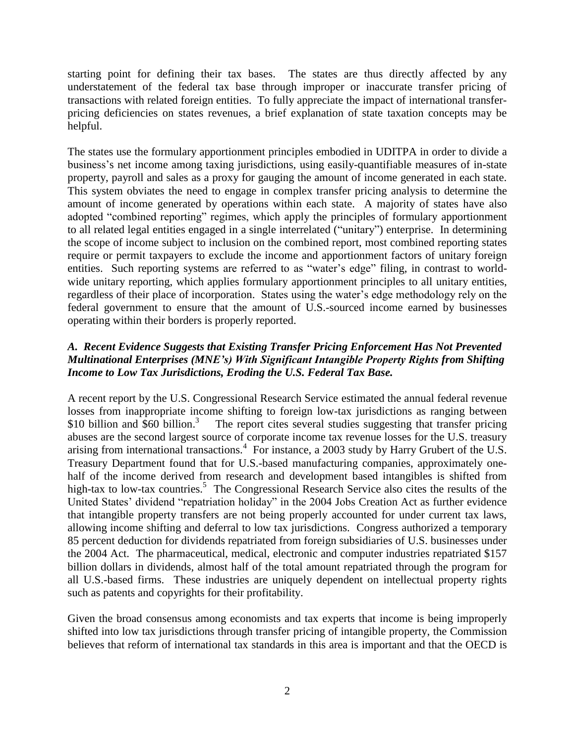starting point for defining their tax bases. The states are thus directly affected by any understatement of the federal tax base through improper or inaccurate transfer pricing of transactions with related foreign entities. To fully appreciate the impact of international transfer-pricing deficiencies on states revenues, a brief explanation of state taxation concepts may be helpful.

The states use the formulary apportionment principles embodied in UDITPA in order to divide a business's net income among taxing jurisdictions, using easily-quantifiable measures of in-state property, payroll and sales as a proxy for gauging the amount of income generated in each state. This system obviates the need to engage in complex transfer pricing analysis to determine the amount of income generated by operations within each state. A majority of states have also adopted "combined reporting" regimes, which apply the principles of formulary apportionment to all related legal entities engaged in a single interrelated ("unitary") enterprise. In determining the scope of income subject to inclusion on the combined report, most combined reporting states require or permit taxpayers to exclude the income and apportionment factors of unitary foreign entities. Such reporting systems are referred to as "water's edge" filing, in contrast to world-wide unitary reporting, which applies formulary apportionment principles to all unitary entities, regardless of their place of incorporation. States using the water's edge methodology rely on the federal government to ensure that the amount of U.S.-sourced income earned by businesses operating within their borders is properly reported.

### *A. Recent Evidence Suggests that Existing Transfer Pricing Enforcement Has Not Prevented Multinational Enterprises (MNE's) With Significant Intangible Property Rights from Shifting Income to Low Tax Jurisdictions, Eroding the U.S. Federal Tax Base.*

A recent report by the U.S. Congressional Research Service estimated the annual federal revenue losses from inappropriate income shifting to foreign low-tax jurisdictions as ranging between \$10 billion and \$60 billion.[3] The report cites several studies suggesting that transfer pricing abuses are the second largest source of corporate income tax revenue losses for the U.S. treasury arising from international transactions.[4] For instance, a 2003 study by Harry Grubert of the U.S. Treasury Department found that for U.S.-based manufacturing companies, approximately one-half of the income derived from research and development based intangibles is shifted from high-tax to low-tax countries.[5] The Congressional Research Service also cites the results of the United States' dividend "repatriation holiday" in the 2004 Jobs Creation Act as further evidence that intangible property transfers are not being properly accounted for under current tax laws, allowing income shifting and deferral to low tax jurisdictions. Congress authorized a temporary 85 percent deduction for dividends repatriated from foreign subsidiaries of U.S. businesses under the 2004 Act. The pharmaceutical, medical, electronic and computer industries repatriated \$157 billion dollars in dividends, almost half of the total amount repatriated through the program for all U.S.-based firms. These industries are uniquely dependent on intellectual property rights such as patents and copyrights for their profitability.

Given the broad consensus among economists and tax experts that income is being improperly shifted into low tax jurisdictions through transfer pricing of intangible property, the Commission believes that reform of international tax standards in this area is important and that the OECD is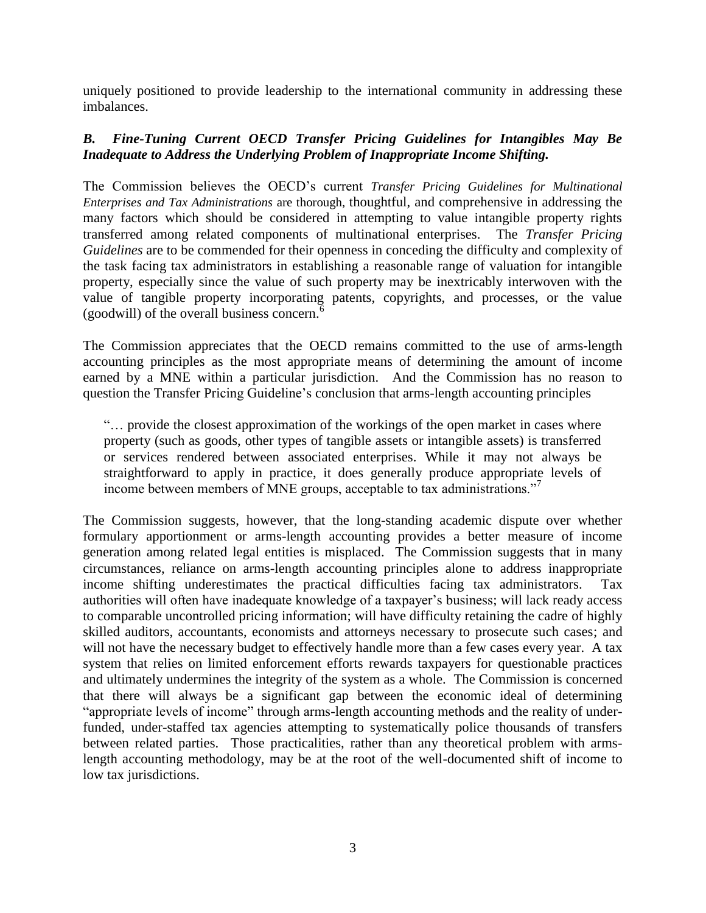uniquely positioned to provide leadership to the international community in addressing these imbalances.

### *B. Fine-Tuning Current OECD Transfer Pricing Guidelines for Intangibles May Be Inadequate to Address the Underlying Problem of Inappropriate Income Shifting.*

The Commission believes the OECD's current *Transfer Pricing Guidelines for Multinational Enterprises and Tax Administrations* are thorough, thoughtful, and comprehensive in addressing the many factors which should be considered in attempting to value intangible property rights transferred among related components of multinational enterprises. The *Transfer Pricing Guidelines* are to be commended for their openness in conceding the difficulty and complexity of the task facing tax administrators in establishing a reasonable range of valuation for intangible property, especially since the value of such property may be inextricably interwoven with the value of tangible property incorporating patents, copyrights, and processes, or the value (goodwill) of the overall business concern.[6]

The Commission appreciates that the OECD remains committed to the use of arms-length accounting principles as the most appropriate means of determining the amount of income earned by a MNE within a particular jurisdiction. And the Commission has no reason to question the Transfer Pricing Guideline's conclusion that arms-length accounting principles

> "… provide the closest approximation of the workings of the open market in cases where property (such as goods, other types of tangible assets or intangible assets) is transferred or services rendered between associated enterprises. While it may not always be straightforward to apply in practice, it does generally produce appropriate levels of income between members of MNE groups, acceptable to tax administrations."[7]

The Commission suggests, however, that the long-standing academic dispute over whether formulary apportionment or arms-length accounting provides a better measure of income generation among related legal entities is misplaced. The Commission suggests that in many circumstances, reliance on arms-length accounting principles alone to address inappropriate income shifting underestimates the practical difficulties facing tax administrators. Tax authorities will often have inadequate knowledge of a taxpayer's business; will lack ready access to comparable uncontrolled pricing information; will have difficulty retaining the cadre of highly skilled auditors, accountants, economists and attorneys necessary to prosecute such cases; and will not have the necessary budget to effectively handle more than a few cases every year. A tax system that relies on limited enforcement efforts rewards taxpayers for questionable practices and ultimately undermines the integrity of the system as a whole. The Commission is concerned that there will always be a significant gap between the economic ideal of determining "appropriate levels of income" through arms-length accounting methods and the reality of under-funded, under-staffed tax agencies attempting to systematically police thousands of transfers between related parties. Those practicalities, rather than any theoretical problem with arms-length accounting methodology, may be at the root of the well-documented shift of income to low tax jurisdictions.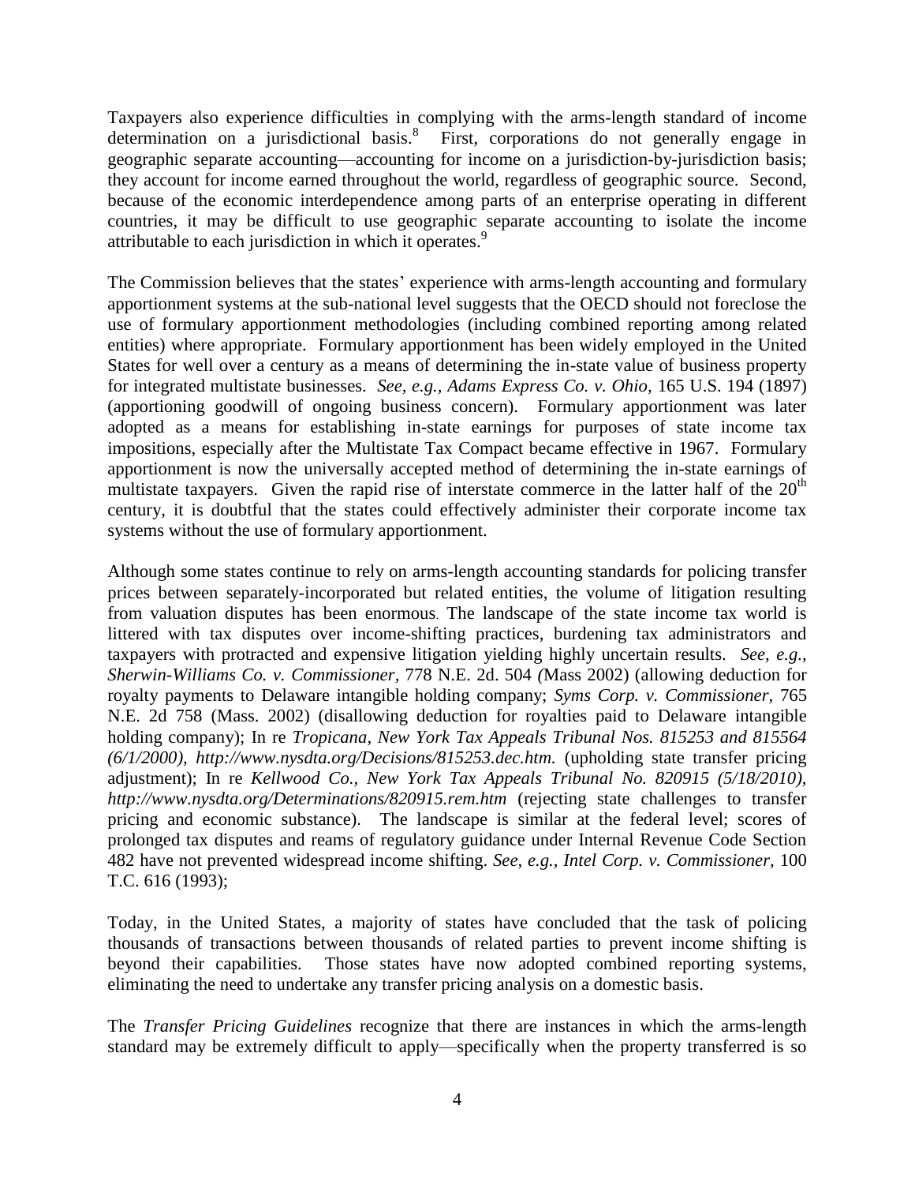Taxpayers also experience difficulties in complying with the arms-length standard of income determination on a jurisdictional basis.[8] First, corporations do not generally engage in geographic separate accounting—accounting for income on a jurisdiction-by-jurisdiction basis; they account for income earned throughout the world, regardless of geographic source. Second, because of the economic interdependence among parts of an enterprise operating in different countries, it may be difficult to use geographic separate accounting to isolate the income attributable to each jurisdiction in which it operates.[9]

The Commission believes that the states' experience with arms-length accounting and formulary apportionment systems at the sub-national level suggests that the OECD should not foreclose the use of formulary apportionment methodologies (including combined reporting among related entities) where appropriate. Formulary apportionment has been widely employed in the United States for well over a century as a means of determining the in-state value of business property for integrated multistate businesses. *See, e.g., Adams Express Co. v. Ohio,* 165 U.S. 194 (1897) (apportioning goodwill of ongoing business concern). Formulary apportionment was later adopted as a means for establishing in-state earnings for purposes of state income tax impositions, especially after the Multistate Tax Compact became effective in 1967. Formulary apportionment is now the universally accepted method of determining the in-state earnings of multistate taxpayers. Given the rapid rise of interstate commerce in the latter half of the 20th century, it is doubtful that the states could effectively administer their corporate income tax systems without the use of formulary apportionment.

Although some states continue to rely on arms-length accounting standards for policing transfer prices between separately-incorporated but related entities, the volume of litigation resulting from valuation disputes has been enormous. The landscape of the state income tax world is littered with tax disputes over income-shifting practices, burdening tax administrators and taxpayers with protracted and expensive litigation yielding highly uncertain results. *See, e.g., Sherwin-Williams Co. v. Commissioner,* 778 N.E. 2d. 504 (Mass 2002) (allowing deduction for royalty payments to Delaware intangible holding company; *Syms Corp. v. Commissioner,* 765 N.E. 2d 758 (Mass. 2002) (disallowing deduction for royalties paid to Delaware intangible holding company); In re *Tropicana, New York Tax Appeals Tribunal Nos. 815253 and 815564 (6/1/2000), http://www.nysdta.org/Decisions/815253.dec.htm.* (upholding state transfer pricing adjustment); In re *Kellwood Co., New York Tax Appeals Tribunal No. 820915 (5/18/2010), http://www.nysdta.org/Determinations/820915.rem.htm* (rejecting state challenges to transfer pricing and economic substance). The landscape is similar at the federal level; scores of prolonged tax disputes and reams of regulatory guidance under Internal Revenue Code Section 482 have not prevented widespread income shifting. *See, e.g., Intel Corp. v. Commissioner,* 100 T.C. 616 (1993);

Today, in the United States, a majority of states have concluded that the task of policing thousands of transactions between thousands of related parties to prevent income shifting is beyond their capabilities. Those states have now adopted combined reporting systems, eliminating the need to undertake any transfer pricing analysis on a domestic basis.

The *Transfer Pricing Guidelines* recognize that there are instances in which the arms-length standard may be extremely difficult to apply—specifically when the property transferred is so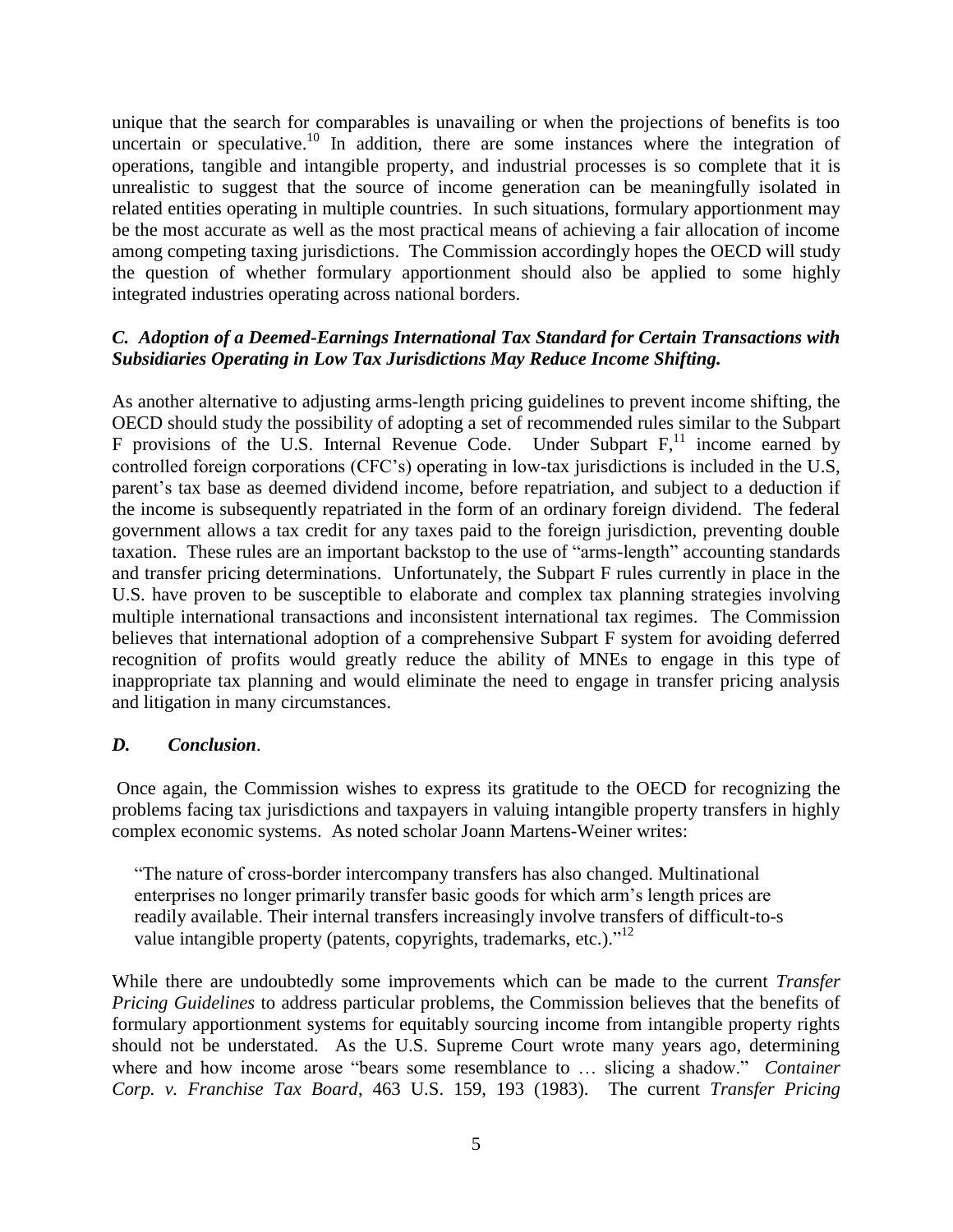unique that the search for comparables is unavailing or when the projections of benefits is too uncertain or speculative.[10] In addition, there are some instances where the integration of operations, tangible and intangible property, and industrial processes is so complete that it is unrealistic to suggest that the source of income generation can be meaningfully isolated in related entities operating in multiple countries. In such situations, formulary apportionment may be the most accurate as well as the most practical means of achieving a fair allocation of income among competing taxing jurisdictions. The Commission accordingly hopes the OECD will study the question of whether formulary apportionment should also be applied to some highly integrated industries operating across national borders.

### *C. Adoption of a Deemed-Earnings International Tax Standard for Certain Transactions with Subsidiaries Operating in Low Tax Jurisdictions May Reduce Income Shifting.*

As another alternative to adjusting arms-length pricing guidelines to prevent income shifting, the OECD should study the possibility of adopting a set of recommended rules similar to the Subpart F provisions of the U.S. Internal Revenue Code. Under Subpart F,[11] income earned by controlled foreign corporations (CFC's) operating in low-tax jurisdictions is included in the U.S, parent's tax base as deemed dividend income, before repatriation, and subject to a deduction if the income is subsequently repatriated in the form of an ordinary foreign dividend. The federal government allows a tax credit for any taxes paid to the foreign jurisdiction, preventing double taxation. These rules are an important backstop to the use of "arms-length" accounting standards and transfer pricing determinations. Unfortunately, the Subpart F rules currently in place in the U.S. have proven to be susceptible to elaborate and complex tax planning strategies involving multiple international transactions and inconsistent international tax regimes. The Commission believes that international adoption of a comprehensive Subpart F system for avoiding deferred recognition of profits would greatly reduce the ability of MNEs to engage in this type of inappropriate tax planning and would eliminate the need to engage in transfer pricing analysis and litigation in many circumstances.

### *D. Conclusion*.

Once again, the Commission wishes to express its gratitude to the OECD for recognizing the problems facing tax jurisdictions and taxpayers in valuing intangible property transfers in highly complex economic systems. As noted scholar Joann Martens-Weiner writes:

> "The nature of cross-border intercompany transfers has also changed. Multinational enterprises no longer primarily transfer basic goods for which arm's length prices are readily available. Their internal transfers increasingly involve transfers of difficult-to-s value intangible property (patents, copyrights, trademarks, etc.)."[12]

While there are undoubtedly some improvements which can be made to the current *Transfer Pricing Guidelines* to address particular problems, the Commission believes that the benefits of formulary apportionment systems for equitably sourcing income from intangible property rights should not be understated. As the U.S. Supreme Court wrote many years ago, determining where and how income arose "bears some resemblance to … slicing a shadow." *Container Corp. v. Franchise Tax Board*, 463 U.S. 159, 193 (1983). The current *Transfer Pricing*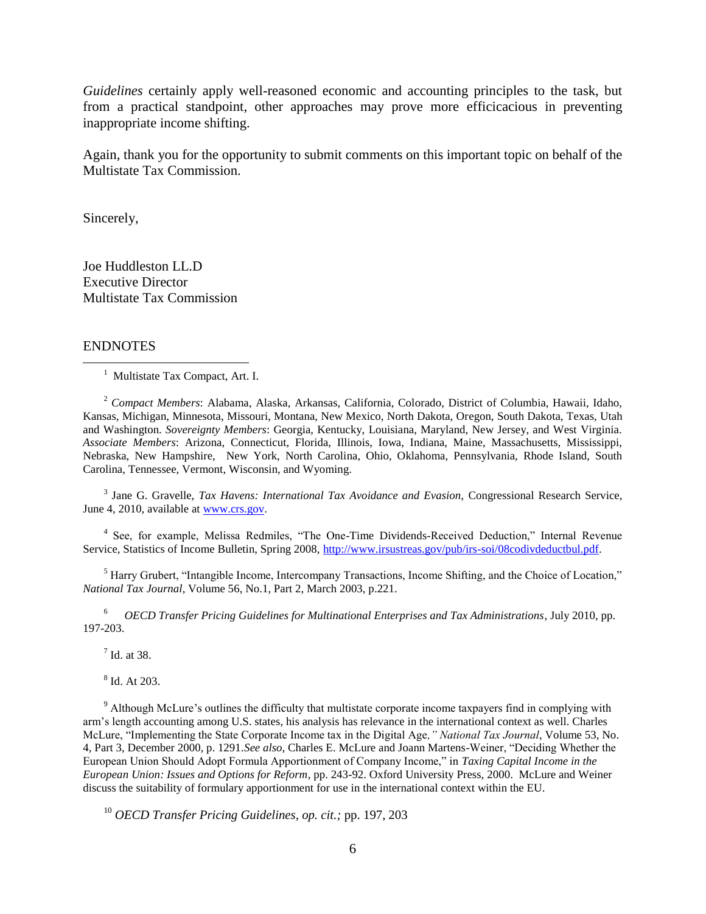*Guidelines* certainly apply well-reasoned economic and accounting principles to the task, but from a practical standpoint, other approaches may prove more efficicacious in preventing inappropriate income shifting.

Again, thank you for the opportunity to submit comments on this important topic on behalf of the Multistate Tax Commission.

Sincerely,

Joe Huddleston LL.D
Executive Director
Multistate Tax Commission

ENDNOTES

[1] Multistate Tax Compact, Art. I.

[2] *Compact Members*: Alabama, Alaska, Arkansas, California, Colorado, District of Columbia, Hawaii, Idaho, Kansas, Michigan, Minnesota, Missouri, Montana, New Mexico, North Dakota, Oregon, South Dakota, Texas, Utah and Washington. *Sovereignty Members*: Georgia, Kentucky, Louisiana, Maryland, New Jersey, and West Virginia. *Associate Members*: Arizona, Connecticut, Florida, Illinois, Iowa, Indiana, Maine, Massachusetts, Mississippi, Nebraska, New Hampshire, New York, North Carolina, Ohio, Oklahoma, Pennsylvania, Rhode Island, South Carolina, Tennessee, Vermont, Wisconsin, and Wyoming.

[3] Jane G. Gravelle, *Tax Havens: International Tax Avoidance and Evasion,* Congressional Research Service, June 4, 2010, available at www.crs.gov.

[4] See, for example, Melissa Redmiles, "The One-Time Dividends-Received Deduction," Internal Revenue Service, Statistics of Income Bulletin, Spring 2008, http://www.irsustreas.gov/pub/irs-soi/08codivdeductbul.pdf.

[5] Harry Grubert, "Intangible Income, Intercompany Transactions, Income Shifting, and the Choice of Location," *National Tax Journal*, Volume 56, No.1, Part 2, March 2003, p.221.

[6] *OECD Transfer Pricing Guidelines for Multinational Enterprises and Tax Administrations*, July 2010, pp. 197-203.

[7] Id. at 38.

[8] Id. At 203.

[9] Although McLure's outlines the difficulty that multistate corporate income taxpayers find in complying with arm's length accounting among U.S. states, his analysis has relevance in the international context as well. Charles McLure, "Implementing the State Corporate Income tax in the Digital Age*," National Tax Journal*, Volume 53, No. 4, Part 3, December 2000, p. 1291.*See also*, Charles E. McLure and Joann Martens-Weiner, "Deciding Whether the European Union Should Adopt Formula Apportionment of Company Income," in *Taxing Capital Income in the European Union: Issues and Options for Reform*, pp. 243-92. Oxford University Press, 2000. McLure and Weiner discuss the suitability of formulary apportionment for use in the international context within the EU.

[10] *OECD Transfer Pricing Guidelines, op. cit.;* pp. 197, 203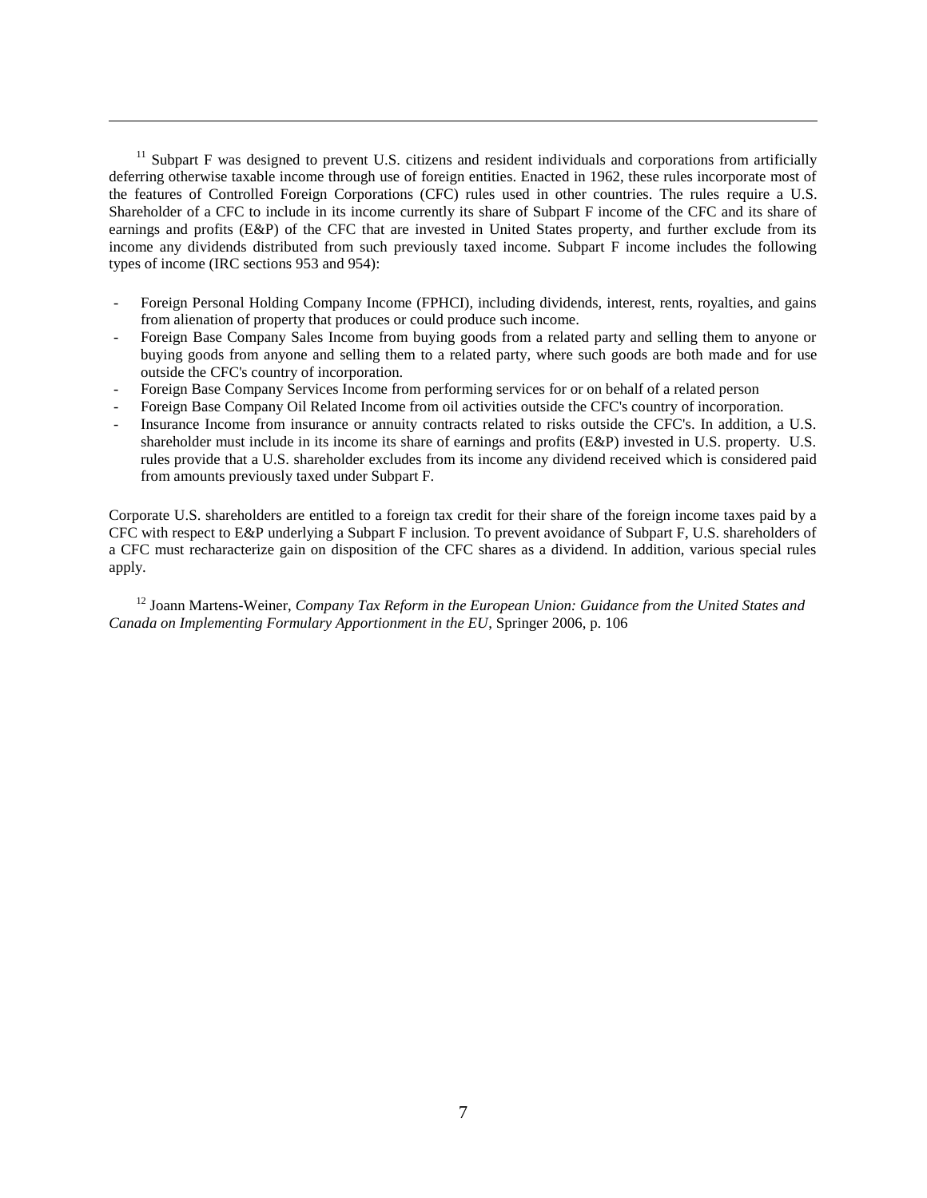[11] Subpart F was designed to prevent U.S. citizens and resident individuals and corporations from artificially deferring otherwise taxable income through use of foreign entities. Enacted in 1962, these rules incorporate most of the features of Controlled Foreign Corporations (CFC) rules used in other countries. The rules require a U.S. Shareholder of a CFC to include in its income currently its share of Subpart F income of the CFC and its share of earnings and profits (E&P) of the CFC that are invested in United States property, and further exclude from its income any dividends distributed from such previously taxed income. Subpart F income includes the following types of income (IRC sections 953 and 954):

- Foreign Personal Holding Company Income (FPHCI), including dividends, interest, rents, royalties, and gains from alienation of property that produces or could produce such income.
- Foreign Base Company Sales Income from buying goods from a related party and selling them to anyone or buying goods from anyone and selling them to a related party, where such goods are both made and for use outside the CFC's country of incorporation.
- Foreign Base Company Services Income from performing services for or on behalf of a related person
- Foreign Base Company Oil Related Income from oil activities outside the CFC's country of incorporation.
- Insurance Income from insurance or annuity contracts related to risks outside the CFC's. In addition, a U.S. shareholder must include in its income its share of earnings and profits (E&P) invested in U.S. property. U.S. rules provide that a U.S. shareholder excludes from its income any dividend received which is considered paid from amounts previously taxed under Subpart F.

Corporate U.S. shareholders are entitled to a foreign tax credit for their share of the foreign income taxes paid by a CFC with respect to E&P underlying a Subpart F inclusion. To prevent avoidance of Subpart F, U.S. shareholders of a CFC must recharacterize gain on disposition of the CFC shares as a dividend. In addition, various special rules apply.

[12] Joann Martens-Weiner, *Company Tax Reform in the European Union: Guidance from the United States and Canada on Implementing Formulary Apportionment in the EU*, Springer 2006, p. 106